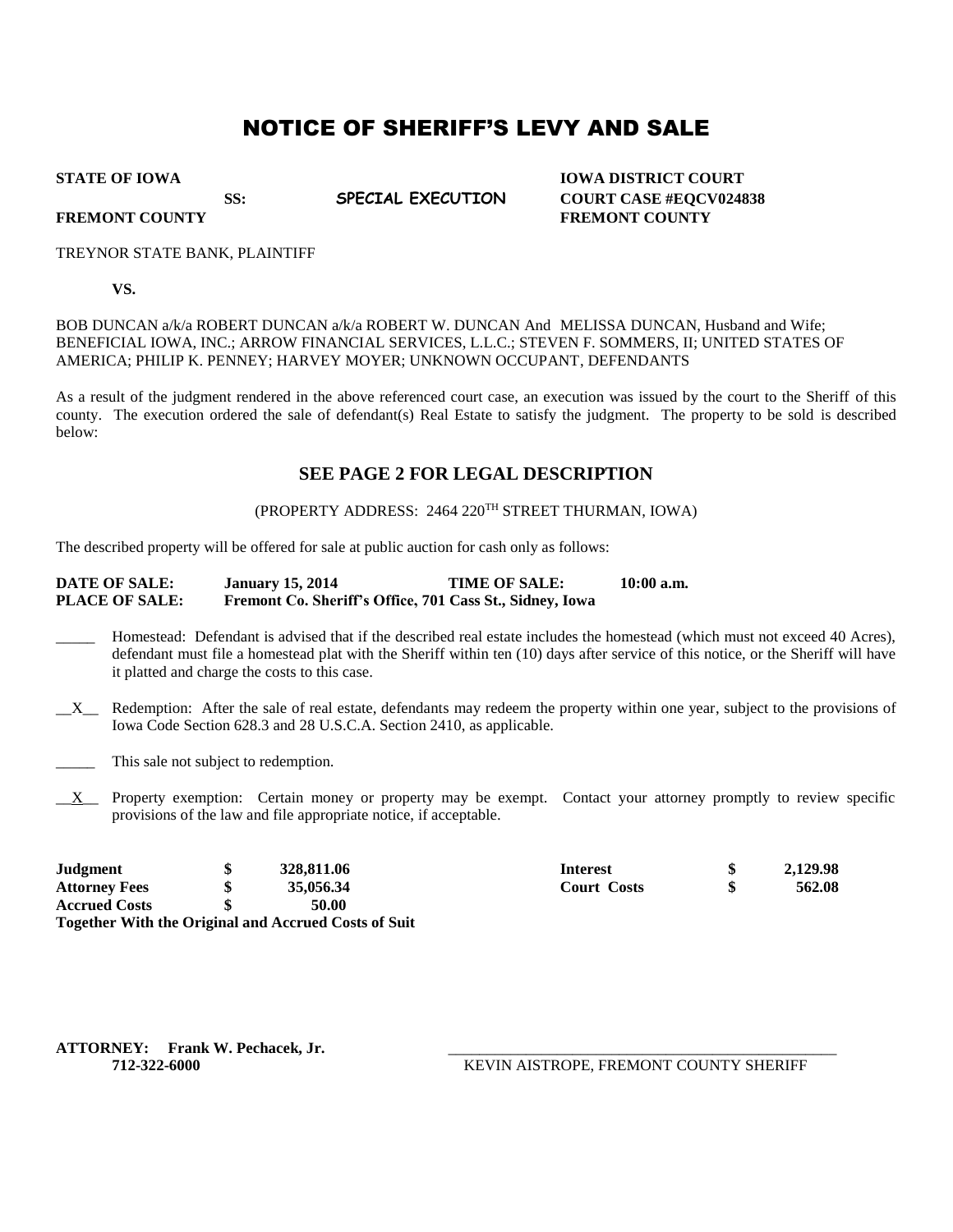# NOTICE OF SHERIFF'S LEVY AND SALE

| | | |
|---|---|---|
| **STATE OF IOWA** | | **IOWA DISTRICT COURT** |
| **SS:** | **SPECIAL EXECUTION** | **COURT CASE #EQCV024838** |
| **FREMONT COUNTY** | | **FREMONT COUNTY** |

TREYNOR STATE BANK, PLAINTIFF

**VS.**

BOB DUNCAN a/k/a ROBERT DUNCAN a/k/a ROBERT W. DUNCAN And MELISSA DUNCAN, Husband and Wife; BENEFICIAL IOWA, INC.; ARROW FINANCIAL SERVICES, L.L.C.; STEVEN F. SOMMERS, II; UNITED STATES OF AMERICA; PHILIP K. PENNEY; HARVEY MOYER; UNKNOWN OCCUPANT, DEFENDANTS

As a result of the judgment rendered in the above referenced court case, an execution was issued by the court to the Sheriff of this county. The execution ordered the sale of defendant(s) Real Estate to satisfy the judgment. The property to be sold is described below:

## SEE PAGE 2 FOR LEGAL DESCRIPTION

(PROPERTY ADDRESS: 2464 220TH STREET THURMAN, IOWA)

The described property will be offered for sale at public auction for cash only as follows:

**DATE OF SALE:** **January 15, 2014** **TIME OF SALE:** **10:00 a.m.**
**PLACE OF SALE:** **Fremont Co. Sheriff's Office, 701 Cass St., Sidney, Iowa**

_____ Homestead: Defendant is advised that if the described real estate includes the homestead (which must not exceed 40 Acres), defendant must file a homestead plat with the Sheriff within ten (10) days after service of this notice, or the Sheriff will have it platted and charge the costs to this case.

__X__ Redemption: After the sale of real estate, defendants may redeem the property within one year, subject to the provisions of Iowa Code Section 628.3 and 28 U.S.C.A. Section 2410, as applicable.

_____ This sale not subject to redemption.

__X__ Property exemption: Certain money or property may be exempt. Contact your attorney promptly to review specific provisions of the law and file appropriate notice, if acceptable.

| | | | | |
|---|---|---|---|---|
| **Judgment** | **$ 328,811.06** | | **Interest** | **$ 2,129.98** |
| **Attorney Fees** | **$ 35,056.34** | | **Court Costs** | **$ 562.08** |
| **Accrued Costs** | **$ 50.00** | | | |

**Together With the Original and Accrued Costs of Suit**

**ATTORNEY: Frank W. Pechacek, Jr.**
**712-322-6000**

_______________________________________________
KEVIN AISTROPE, FREMONT COUNTY SHERIFF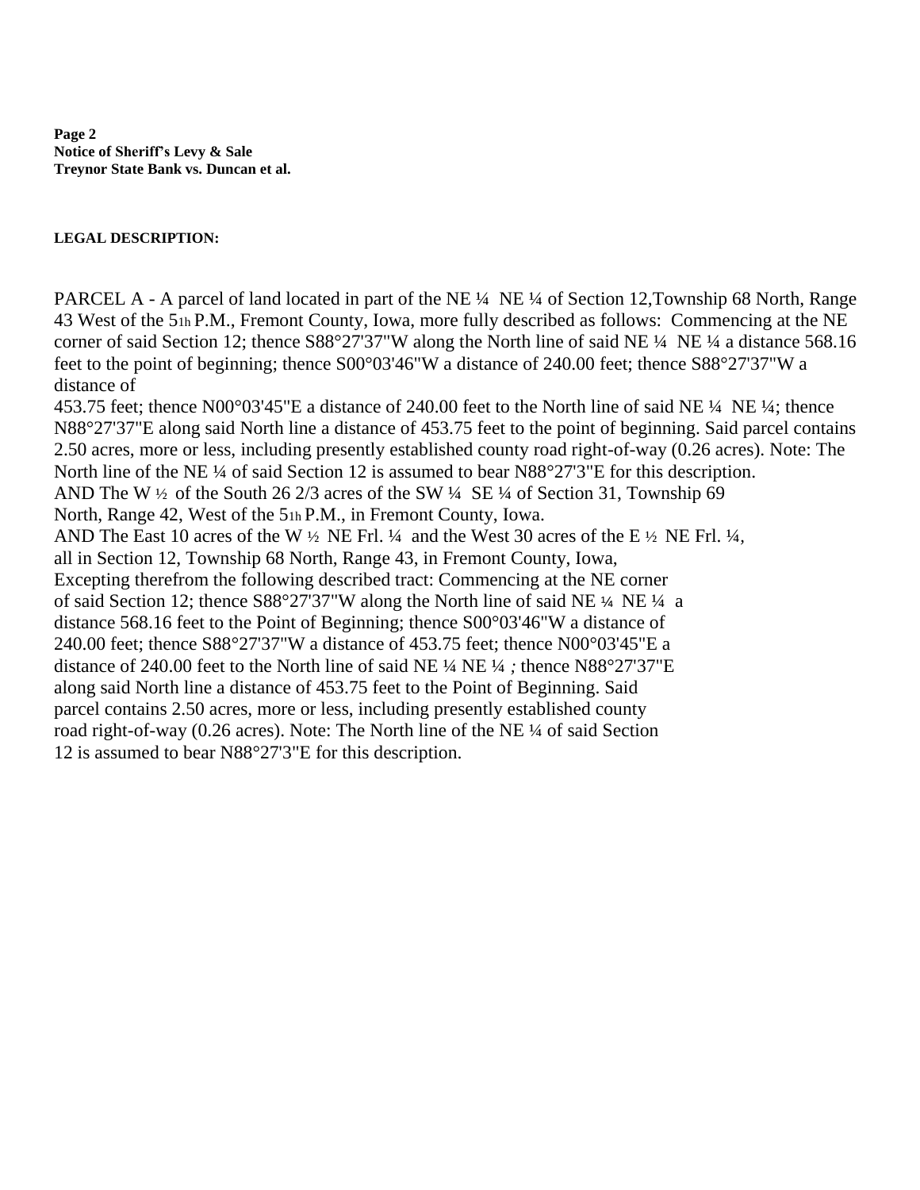**Page 2**
**Notice of Sheriff's Levy & Sale**
**Treynor State Bank vs. Duncan et al.**

**LEGAL DESCRIPTION:**

PARCEL A - A parcel of land located in part of the NE ¼ NE ¼ of Section 12,Township 68 North, Range 43 West of the 5th P.M., Fremont County, Iowa, more fully described as follows: Commencing at the NE corner of said Section 12; thence S88°27'37"W along the North line of said NE ¼ NE ¼ a distance 568.16 feet to the point of beginning; thence S00°03'46"W a distance of 240.00 feet; thence S88°27'37"W a distance of
453.75 feet; thence N00°03'45"E a distance of 240.00 feet to the North line of said NE ¼ NE ¼; thence N88°27'37"E along said North line a distance of 453.75 feet to the point of beginning. Said parcel contains 2.50 acres, more or less, including presently established county road right-of-way (0.26 acres). Note: The North line of the NE ¼ of said Section 12 is assumed to bear N88°27'3"E for this description.
AND The W ½ of the South 26 2/3 acres of the SW ¼ SE ¼ of Section 31, Township 69 North, Range 42, West of the 5th P.M., in Fremont County, Iowa.
AND The East 10 acres of the W ½ NE Frl. ¼ and the West 30 acres of the E ½ NE Frl. ¼, all in Section 12, Township 68 North, Range 43, in Fremont County, Iowa,
Excepting therefrom the following described tract: Commencing at the NE corner of said Section 12; thence S88°27'37"W along the North line of said NE ¼ NE ¼ a distance 568.16 feet to the Point of Beginning; thence S00°03'46"W a distance of 240.00 feet; thence S88°27'37"W a distance of 453.75 feet; thence N00°03'45"E a distance of 240.00 feet to the North line of said NE ¼ NE ¼ *;* thence N88°27'37"E along said North line a distance of 453.75 feet to the Point of Beginning. Said parcel contains 2.50 acres, more or less, including presently established county road right-of-way (0.26 acres). Note: The North line of the NE ¼ of said Section 12 is assumed to bear N88°27'3"E for this description.